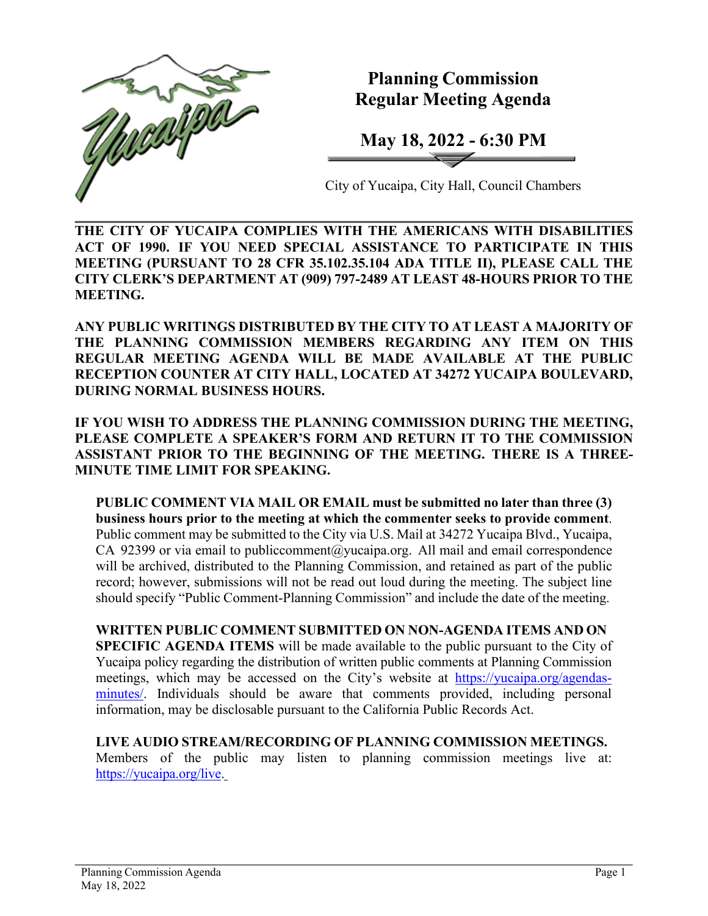# Planning Commission Regular Meeting Agenda

## May 18, 2022 - 6:30 PM

City of Yucaipa, City Hall, Council Chambers

**THE CITY OF YUCAIPA COMPLIES WITH THE AMERICANS WITH DISABILITIES ACT OF 1990. IF YOU NEED SPECIAL ASSISTANCE TO PARTICIPATE IN THIS MEETING (PURSUANT TO 28 CFR 35.102.35.104 ADA TITLE II), PLEASE CALL THE CITY CLERK'S DEPARTMENT AT (909) 797-2489 AT LEAST 48-HOURS PRIOR TO THE MEETING.**

**ANY PUBLIC WRITINGS DISTRIBUTED BY THE CITY TO AT LEAST A MAJORITY OF THE PLANNING COMMISSION MEMBERS REGARDING ANY ITEM ON THIS REGULAR MEETING AGENDA WILL BE MADE AVAILABLE AT THE PUBLIC RECEPTION COUNTER AT CITY HALL, LOCATED AT 34272 YUCAIPA BOULEVARD, DURING NORMAL BUSINESS HOURS.**

**IF YOU WISH TO ADDRESS THE PLANNING COMMISSION DURING THE MEETING, PLEASE COMPLETE A SPEAKER'S FORM AND RETURN IT TO THE COMMISSION ASSISTANT PRIOR TO THE BEGINNING OF THE MEETING. THERE IS A THREE-MINUTE TIME LIMIT FOR SPEAKING.**

**PUBLIC COMMENT VIA MAIL OR EMAIL must be submitted no later than three (3) business hours prior to the meeting at which the commenter seeks to provide comment**. Public comment may be submitted to the City via U.S. Mail at 34272 Yucaipa Blvd., Yucaipa, CA 92399 or via email to publiccomment@yucaipa.org. All mail and email correspondence will be archived, distributed to the Planning Commission, and retained as part of the public record; however, submissions will not be read out loud during the meeting. The subject line should specify "Public Comment-Planning Commission" and include the date of the meeting.

**WRITTEN PUBLIC COMMENT SUBMITTED ON NON-AGENDA ITEMS AND ON SPECIFIC AGENDA ITEMS** will be made available to the public pursuant to the City of Yucaipa policy regarding the distribution of written public comments at Planning Commission meetings, which may be accessed on the City's website at https://yucaipa.org/agendas-minutes/. Individuals should be aware that comments provided, including personal information, may be disclosable pursuant to the California Public Records Act.

**LIVE AUDIO STREAM/RECORDING OF PLANNING COMMISSION MEETINGS.** Members of the public may listen to planning commission meetings live at: https://yucaipa.org/live.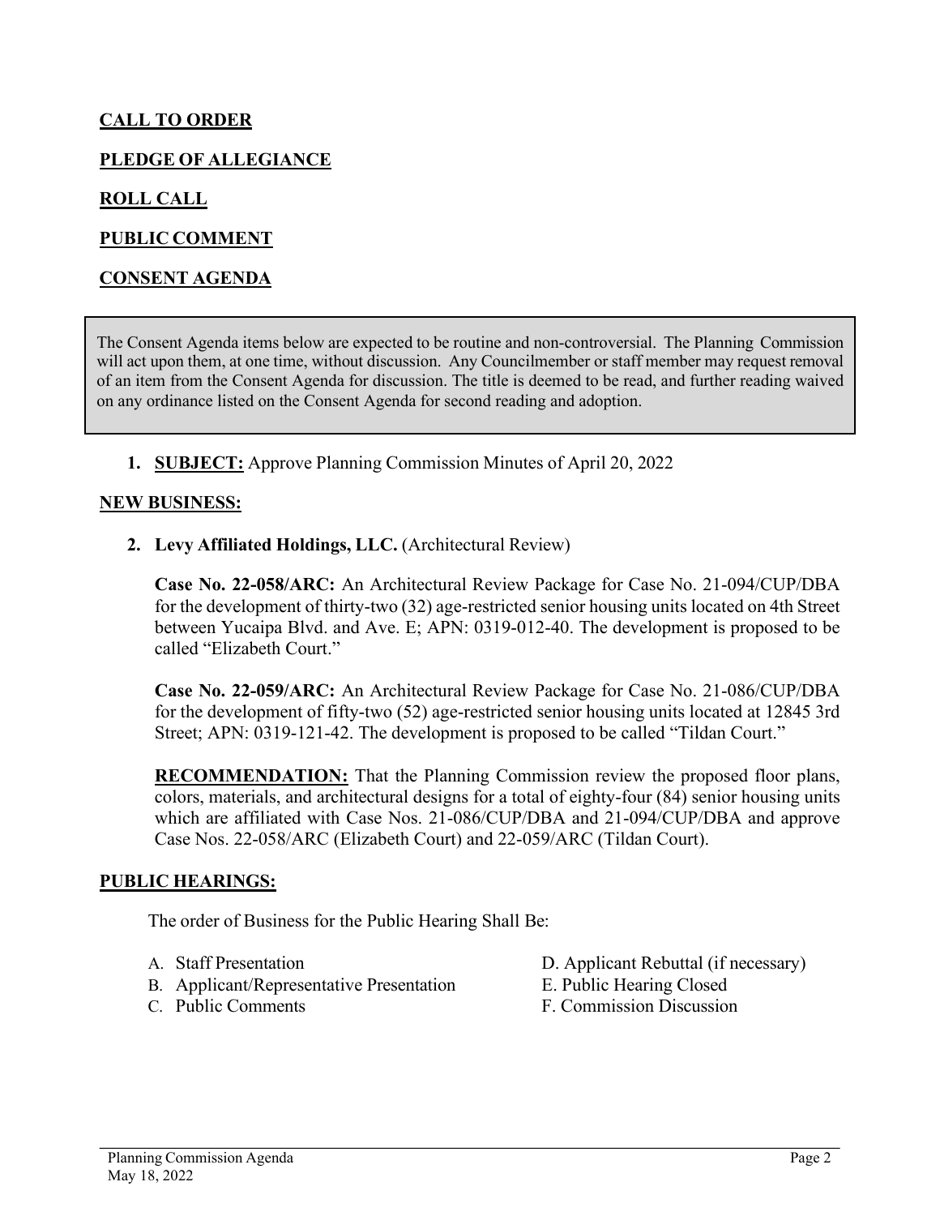**CALL TO ORDER**

**PLEDGE OF ALLEGIANCE**

**ROLL CALL**

**PUBLIC COMMENT**

**CONSENT AGENDA**

> The Consent Agenda items below are expected to be routine and non-controversial. The Planning Commission will act upon them, at one time, without discussion. Any Councilmember or staff member may request removal of an item from the Consent Agenda for discussion. The title is deemed to be read, and further reading waived on any ordinance listed on the Consent Agenda for second reading and adoption.

1. **SUBJECT:** Approve Planning Commission Minutes of April 20, 2022

**NEW BUSINESS:**

2. **Levy Affiliated Holdings, LLC.** (Architectural Review)

   **Case No. 22-058/ARC:** An Architectural Review Package for Case No. 21-094/CUP/DBA for the development of thirty-two (32) age-restricted senior housing units located on 4th Street between Yucaipa Blvd. and Ave. E; APN: 0319-012-40. The development is proposed to be called "Elizabeth Court."

   **Case No. 22-059/ARC:** An Architectural Review Package for Case No. 21-086/CUP/DBA for the development of fifty-two (52) age-restricted senior housing units located at 12845 3rd Street; APN: 0319-121-42. The development is proposed to be called "Tildan Court."

   **RECOMMENDATION:** That the Planning Commission review the proposed floor plans, colors, materials, and architectural designs for a total of eighty-four (84) senior housing units which are affiliated with Case Nos. 21-086/CUP/DBA and 21-094/CUP/DBA and approve Case Nos. 22-058/ARC (Elizabeth Court) and 22-059/ARC (Tildan Court).

**PUBLIC HEARINGS:**

The order of Business for the Public Hearing Shall Be:

A. Staff Presentation
B. Applicant/Representative Presentation
C. Public Comments
D. Applicant Rebuttal (if necessary)
E. Public Hearing Closed
F. Commission Discussion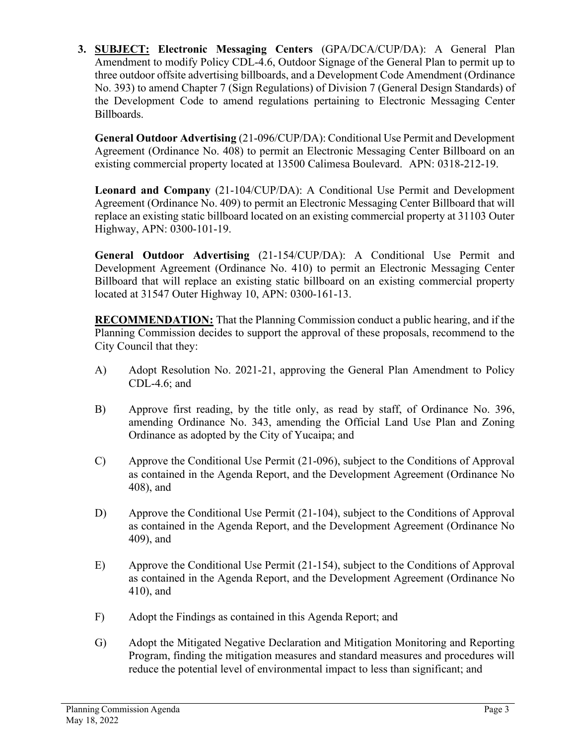3. **SUBJECT:** **Electronic Messaging Centers** (GPA/DCA/CUP/DA): A General Plan Amendment to modify Policy CDL-4.6, Outdoor Signage of the General Plan to permit up to three outdoor offsite advertising billboards, and a Development Code Amendment (Ordinance No. 393) to amend Chapter 7 (Sign Regulations) of Division 7 (General Design Standards) of the Development Code to amend regulations pertaining to Electronic Messaging Center Billboards.

   **General Outdoor Advertising** (21-096/CUP/DA): Conditional Use Permit and Development Agreement (Ordinance No. 408) to permit an Electronic Messaging Center Billboard on an existing commercial property located at 13500 Calimesa Boulevard. APN: 0318-212-19.

   **Leonard and Company** (21-104/CUP/DA): A Conditional Use Permit and Development Agreement (Ordinance No. 409) to permit an Electronic Messaging Center Billboard that will replace an existing static billboard located on an existing commercial property at 31103 Outer Highway, APN: 0300-101-19.

   **General Outdoor Advertising** (21-154/CUP/DA): A Conditional Use Permit and Development Agreement (Ordinance No. 410) to permit an Electronic Messaging Center Billboard that will replace an existing static billboard on an existing commercial property located at 31547 Outer Highway 10, APN: 0300-161-13.

   **RECOMMENDATION:** That the Planning Commission conduct a public hearing, and if the Planning Commission decides to support the approval of these proposals, recommend to the City Council that they:

   A) Adopt Resolution No. 2021-21, approving the General Plan Amendment to Policy CDL-4.6; and

   B) Approve first reading, by the title only, as read by staff, of Ordinance No. 396, amending Ordinance No. 343, amending the Official Land Use Plan and Zoning Ordinance as adopted by the City of Yucaipa; and

   C) Approve the Conditional Use Permit (21-096), subject to the Conditions of Approval as contained in the Agenda Report, and the Development Agreement (Ordinance No 408), and

   D) Approve the Conditional Use Permit (21-104), subject to the Conditions of Approval as contained in the Agenda Report, and the Development Agreement (Ordinance No 409), and

   E) Approve the Conditional Use Permit (21-154), subject to the Conditions of Approval as contained in the Agenda Report, and the Development Agreement (Ordinance No 410), and

   F) Adopt the Findings as contained in this Agenda Report; and

   G) Adopt the Mitigated Negative Declaration and Mitigation Monitoring and Reporting Program, finding the mitigation measures and standard measures and procedures will reduce the potential level of environmental impact to less than significant; and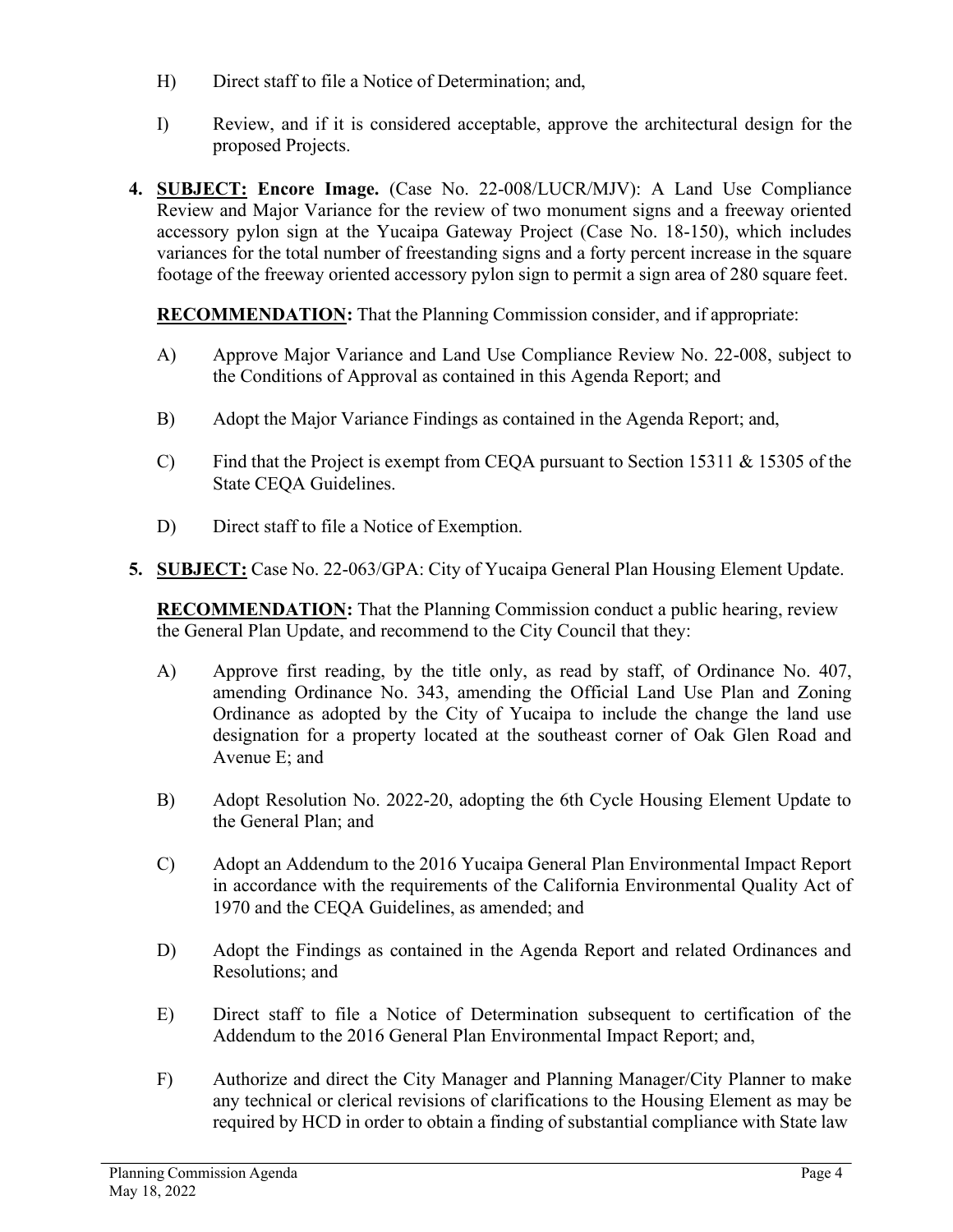H) Direct staff to file a Notice of Determination; and,

I) Review, and if it is considered acceptable, approve the architectural design for the proposed Projects.

4. **SUBJECT: Encore Image.** (Case No. 22-008/LUCR/MJV): A Land Use Compliance Review and Major Variance for the review of two monument signs and a freeway oriented accessory pylon sign at the Yucaipa Gateway Project (Case No. 18-150), which includes variances for the total number of freestanding signs and a forty percent increase in the square footage of the freeway oriented accessory pylon sign to permit a sign area of 280 square feet.

   **RECOMMENDATION:** That the Planning Commission consider, and if appropriate:

   A) Approve Major Variance and Land Use Compliance Review No. 22-008, subject to the Conditions of Approval as contained in this Agenda Report; and

   B) Adopt the Major Variance Findings as contained in the Agenda Report; and,

   C) Find that the Project is exempt from CEQA pursuant to Section 15311 & 15305 of the State CEQA Guidelines.

   D) Direct staff to file a Notice of Exemption.

5. **SUBJECT:** Case No. 22-063/GPA: City of Yucaipa General Plan Housing Element Update.

   **RECOMMENDATION:** That the Planning Commission conduct a public hearing, review the General Plan Update, and recommend to the City Council that they:

   A) Approve first reading, by the title only, as read by staff, of Ordinance No. 407, amending Ordinance No. 343, amending the Official Land Use Plan and Zoning Ordinance as adopted by the City of Yucaipa to include the change the land use designation for a property located at the southeast corner of Oak Glen Road and Avenue E; and

   B) Adopt Resolution No. 2022-20, adopting the 6th Cycle Housing Element Update to the General Plan; and

   C) Adopt an Addendum to the 2016 Yucaipa General Plan Environmental Impact Report in accordance with the requirements of the California Environmental Quality Act of 1970 and the CEQA Guidelines, as amended; and

   D) Adopt the Findings as contained in the Agenda Report and related Ordinances and Resolutions; and

   E) Direct staff to file a Notice of Determination subsequent to certification of the Addendum to the 2016 General Plan Environmental Impact Report; and,

   F) Authorize and direct the City Manager and Planning Manager/City Planner to make any technical or clerical revisions of clarifications to the Housing Element as may be required by HCD in order to obtain a finding of substantial compliance with State law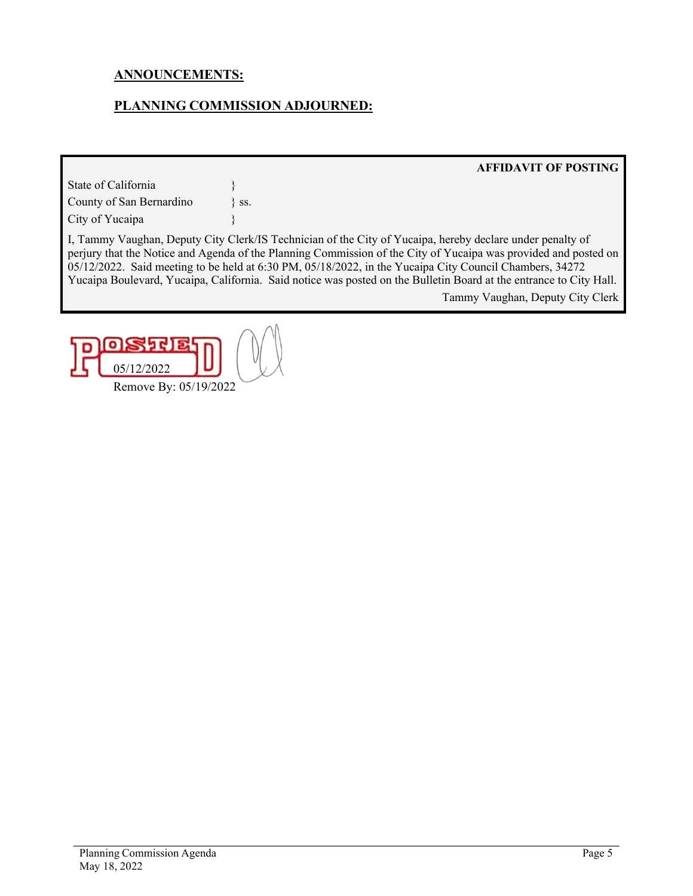**ANNOUNCEMENTS:**

**PLANNING COMMISSION ADJOURNED:**

**AFFIDAVIT OF POSTING**

State of California }
County of San Bernardino } ss.
City of Yucaipa }

I, Tammy Vaughan, Deputy City Clerk/IS Technician of the City of Yucaipa, hereby declare under penalty of perjury that the Notice and Agenda of the Planning Commission of the City of Yucaipa was provided and posted on 05/12/2022. Said meeting to be held at 6:30 PM, 05/18/2022, in the Yucaipa City Council Chambers, 34272 Yucaipa Boulevard, Yucaipa, California. Said notice was posted on the Bulletin Board at the entrance to City Hall.

Tammy Vaughan, Deputy City Clerk

POSTED 05/12/2022

Remove By: 05/19/2022